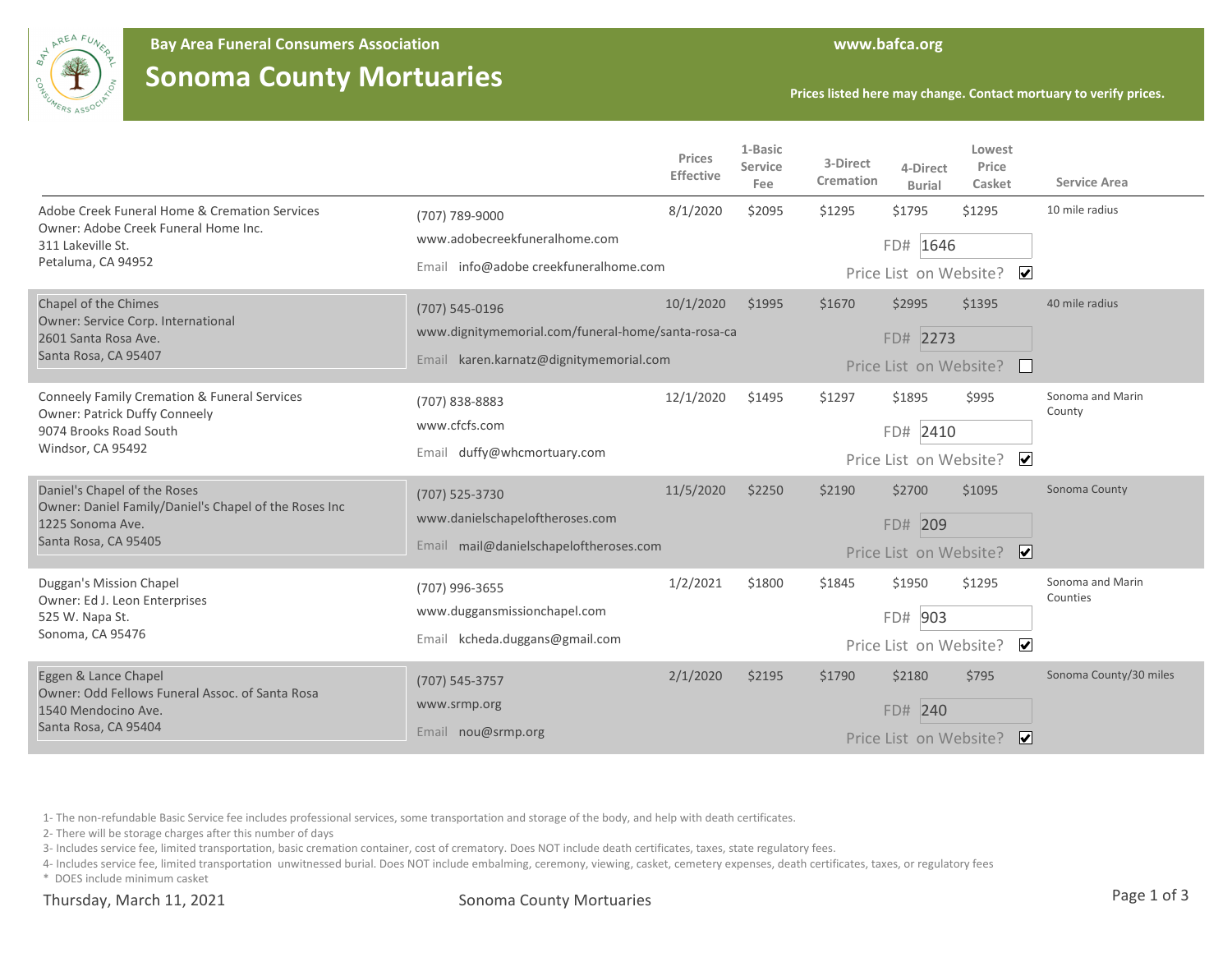**Bay Area Funeral Consumers Association**

# Sonoma County Mortuaries

www.bafca.org

Prices listed here may change. Contact mortuary to verify prices.

| Mortuary | Contact | Prices Effective | 1-Basic Service Fee | 3-Direct Cremation | 4-Direct Burial | Lowest Price Casket | Service Area |
|---|---|---|---|---|---|---|---|
| Adobe Creek Funeral Home & Cremation Services<br>Owner: Adobe Creek Funeral Home Inc.<br>311 Lakeville St.<br>Petaluma, CA 94952 | (707) 789-9000<br>www.adobecreekfuneralhome.com<br>Email info@adobe creekfuneralhome.com<br>FD# 1646<br>Price List on Website? ☑ | 8/1/2020 | $2095 | $1295 | $1795 | $1295 | 10 mile radius |
| Chapel of the Chimes<br>Owner: Service Corp. International<br>2601 Santa Rosa Ave.<br>Santa Rosa, CA 95407 | (707) 545-0196<br>www.dignitymemorial.com/funeral-home/santa-rosa-ca<br>Email karen.karnatz@dignitymemorial.com<br>FD# 2273<br>Price List on Website? ☐ | 10/1/2020 | $1995 | $1670 | $2995 | $1395 | 40 mile radius |
| Conneely Family Cremation & Funeral Services<br>Owner: Patrick Duffy Conneely<br>9074 Brooks Road South<br>Windsor, CA 95492 | (707) 838-8883<br>www.cfcfs.com<br>Email duffy@whcmortuary.com<br>FD# 2410<br>Price List on Website? ☑ | 12/1/2020 | $1495 | $1297 | $1895 | $995 | Sonoma and Marin County |
| Daniel's Chapel of the Roses<br>Owner: Daniel Family/Daniel's Chapel of the Roses Inc<br>1225 Sonoma Ave.<br>Santa Rosa, CA 95405 | (707) 525-3730<br>www.danielschapeloftheroses.com<br>Email mail@danielschapeloftheroses.com<br>FD# 209<br>Price List on Website? ☑ | 11/5/2020 | $2250 | $2190 | $2700 | $1095 | Sonoma County |
| Duggan's Mission Chapel<br>Owner: Ed J. Leon Enterprises<br>525 W. Napa St.<br>Sonoma, CA 95476 | (707) 996-3655<br>www.dugansmissionchapel.com<br>Email kcheda.duggans@gmail.com<br>FD# 903<br>Price List on Website? ☑ | 1/2/2021 | $1800 | $1845 | $1950 | $1295 | Sonoma and Marin Counties |
| Eggen & Lance Chapel<br>Owner: Odd Fellows Funeral Assoc. of Santa Rosa<br>1540 Mendocino Ave.<br>Santa Rosa, CA 95404 | (707) 545-3757<br>www.srmp.org<br>Email nou@srmp.org<br>FD# 240<br>Price List on Website? ☑ | 2/1/2020 | $2195 | $1790 | $2180 | $795 | Sonoma County/30 miles |

1- The non-refundable Basic Service fee includes professional services, some transportation and storage of the body, and help with death certificates.

2- There will be storage charges after this number of days

3- Includes service fee, limited transportation, basic cremation container, cost of crematory. Does NOT include death certificates, taxes, state regulatory fees.

4- Includes service fee, limited transportation unwitnessed burial. Does NOT include embalming, ceremony, viewing, casket, cemetery expenses, death certificates, taxes, or regulatory fees

\* DOES include minimum casket

Thursday, March 11, 2021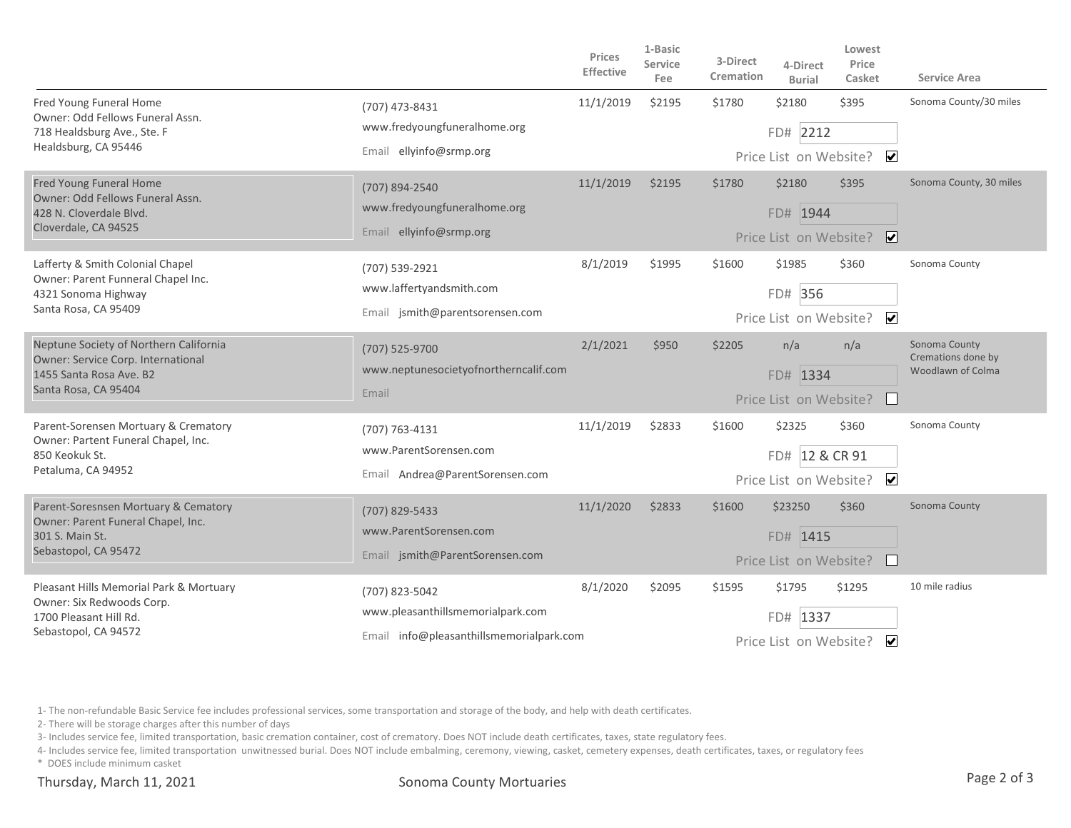| | | Prices Effective | 1-Basic Service Fee | 3-Direct Cremation | 4-Direct Burial | Lowest Price Casket | Service Area |
|---|---|---|---|---|---|---|---|
| Fred Young Funeral Home<br>Owner: Odd Fellows Funeral Assn.<br>718 Healdsburg Ave., Ste. F<br>Healdsburg, CA 95446 | (707) 473-8431<br>www.fredyoungfuneralhome.org<br>Email ellyinfo@srmp.org | 11/1/2019 | $2195 | $1780 | $2180<br>FD# 2212<br>Price List on Website? ☑ | $395 | Sonoma County/30 miles |
| Fred Young Funeral Home<br>Owner: Odd Fellows Funeral Assn.<br>428 N. Cloverdale Blvd.<br>Cloverdale, CA 94525 | (707) 894-2540<br>www.fredyoungfuneralhome.org<br>Email ellyinfo@srmp.org | 11/1/2019 | $2195 | $1780 | $2180<br>FD# 1944<br>Price List on Website? ☑ | $395 | Sonoma County, 30 miles |
| Lafferty & Smith Colonial Chapel<br>Owner: Parent Funneral Chapel Inc.<br>4321 Sonoma Highway<br>Santa Rosa, CA 95409 | (707) 539-2921<br>www.laffertyandsmith.com<br>Email jsmith@parentsorensen.com | 8/1/2019 | $1995 | $1600 | $1985<br>FD# 356<br>Price List on Website? ☑ | $360 | Sonoma County |
| Neptune Society of Northern California<br>Owner: Service Corp. International<br>1455 Santa Rosa Ave. B2<br>Santa Rosa, CA 95404 | (707) 525-9700<br>www.neptunesocietyofnortherncalif.com<br>Email | 2/1/2021 | $950 | $2205 | n/a<br>FD# 1334<br>Price List on Website? ☐ | n/a | Sonoma County Cremations done by Woodlawn of Colma |
| Parent-Sorensen Mortuary & Crematory<br>Owner: Partent Funeral Chapel, Inc.<br>850 Keokuk St.<br>Petaluma, CA 94952 | (707) 763-4131<br>www.ParentSorensen.com<br>Email Andrea@ParentSorensen.com | 11/1/2019 | $2833 | $1600 | $2325<br>FD# 12 & CR 91<br>Price List on Website? ☑ | $360 | Sonoma County |
| Parent-Soresnsen Mortuary & Cematory<br>Owner: Parent Funeral Chapel, Inc.<br>301 S. Main St.<br>Sebastopol, CA 95472 | (707) 829-5433<br>www.ParentSorensen.com<br>Email jsmith@ParentSorensen.com | 11/1/2020 | $2833 | $1600 | $23250<br>FD# 1415<br>Price List on Website? ☐ | $360 | Sonoma County |
| Pleasant Hills Memorial Park & Mortuary<br>Owner: Six Redwoods Corp.<br>1700 Pleasant Hill Rd.<br>Sebastopol, CA 94572 | (707) 823-5042<br>www.pleasanthillsmemorialpark.com<br>Email info@pleasanthillsmemorialpark.com | 8/1/2020 | $2095 | $1595 | $1795<br>FD# 1337<br>Price List on Website? ☑ | $1295 | 10 mile radius |

1- The non-refundable Basic Service fee includes professional services, some transportation and storage of the body, and help with death certificates.
2- There will be storage charges after this number of days
3- Includes service fee, limited transportation, basic cremation container, cost of crematory. Does NOT include death certificates, taxes, state regulatory fees.
4- Includes service fee, limited transportation unwitnessed burial. Does NOT include embalming, ceremony, viewing, casket, cemetery expenses, death certificates, taxes, or regulatory fees
\* DOES include minimum casket

Thursday, March 11, 2021 — Sonoma County Mortuaries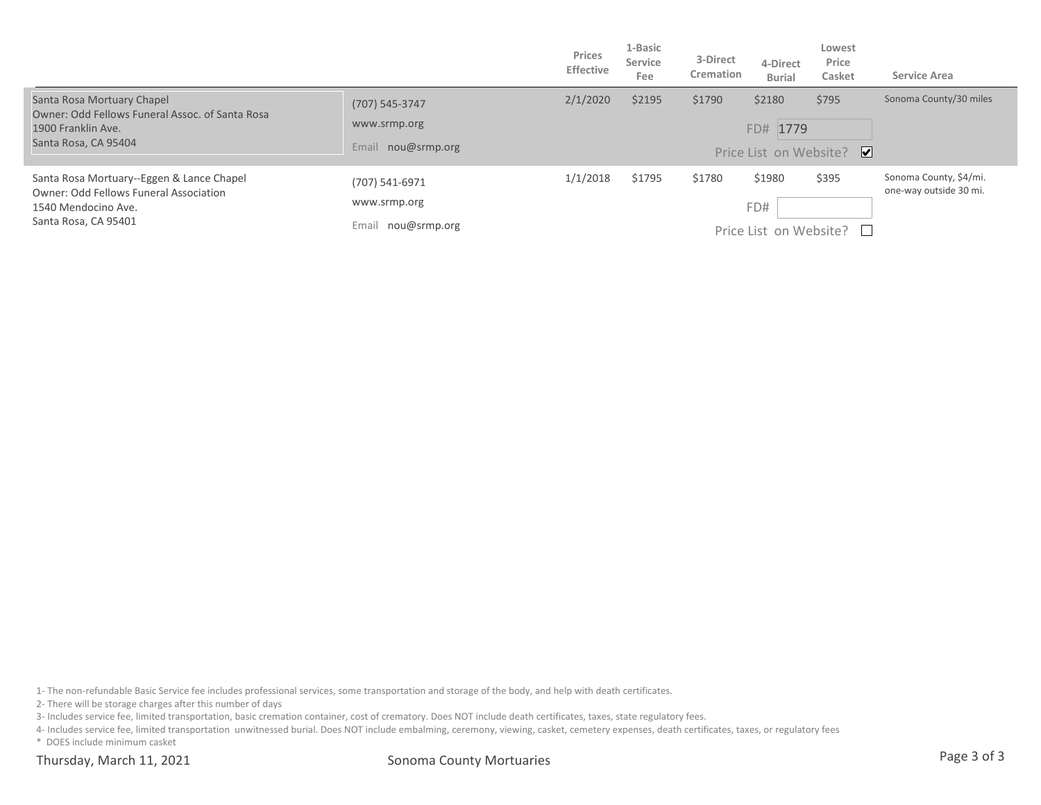| | | Prices Effective | 1-Basic Service Fee | 3-Direct Cremation | 4-Direct Burial | Lowest Price Casket | Service Area |
|---|---|---|---|---|---|---|---|
| Santa Rosa Mortuary Chapel<br>Owner: Odd Fellows Funeral Assoc. of Santa Rosa<br>1900 Franklin Ave.<br>Santa Rosa, CA 95404 | (707) 545-3747<br>www.srmp.org<br>Email nou@srmp.org | 2/1/2020 | $2195 | $1790 | $2180<br>FD# 1779<br>Price List on Website? ☑ | $795 | Sonoma County/30 miles |
| Santa Rosa Mortuary--Eggen & Lance Chapel<br>Owner: Odd Fellows Funeral Association<br>1540 Mendocino Ave.<br>Santa Rosa, CA 95401 | (707) 541-6971<br>www.srmp.org<br>Email nou@srmp.org | 1/1/2018 | $1795 | $1780 | $1980<br>FD#<br>Price List on Website? ☐ | $395 | Sonoma County, $4/mi. one-way outside 30 mi. |

1- The non-refundable Basic Service fee includes professional services, some transportation and storage of the body, and help with death certificates.

2- There will be storage charges after this number of days

3- Includes service fee, limited transportation, basic cremation container, cost of crematory. Does NOT include death certificates, taxes, state regulatory fees.

4- Includes service fee, limited transportation unwitnessed burial. Does NOT include embalming, ceremony, viewing, casket, cemetery expenses, death certificates, taxes, or regulatory fees

* DOES include minimum casket

Thursday, March 11, 2021 Sonoma County Mortuaries